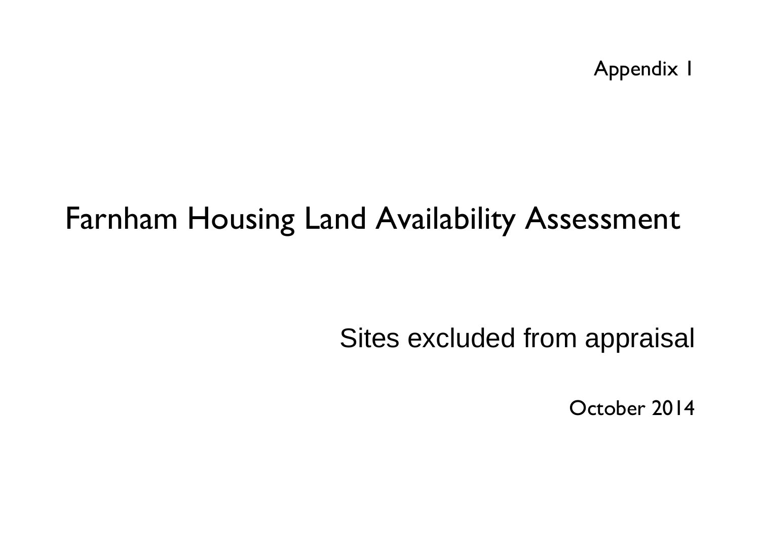Appendix 1

# Farnham Housing Land Availability Assessment

## Sites excluded from appraisal

October 2014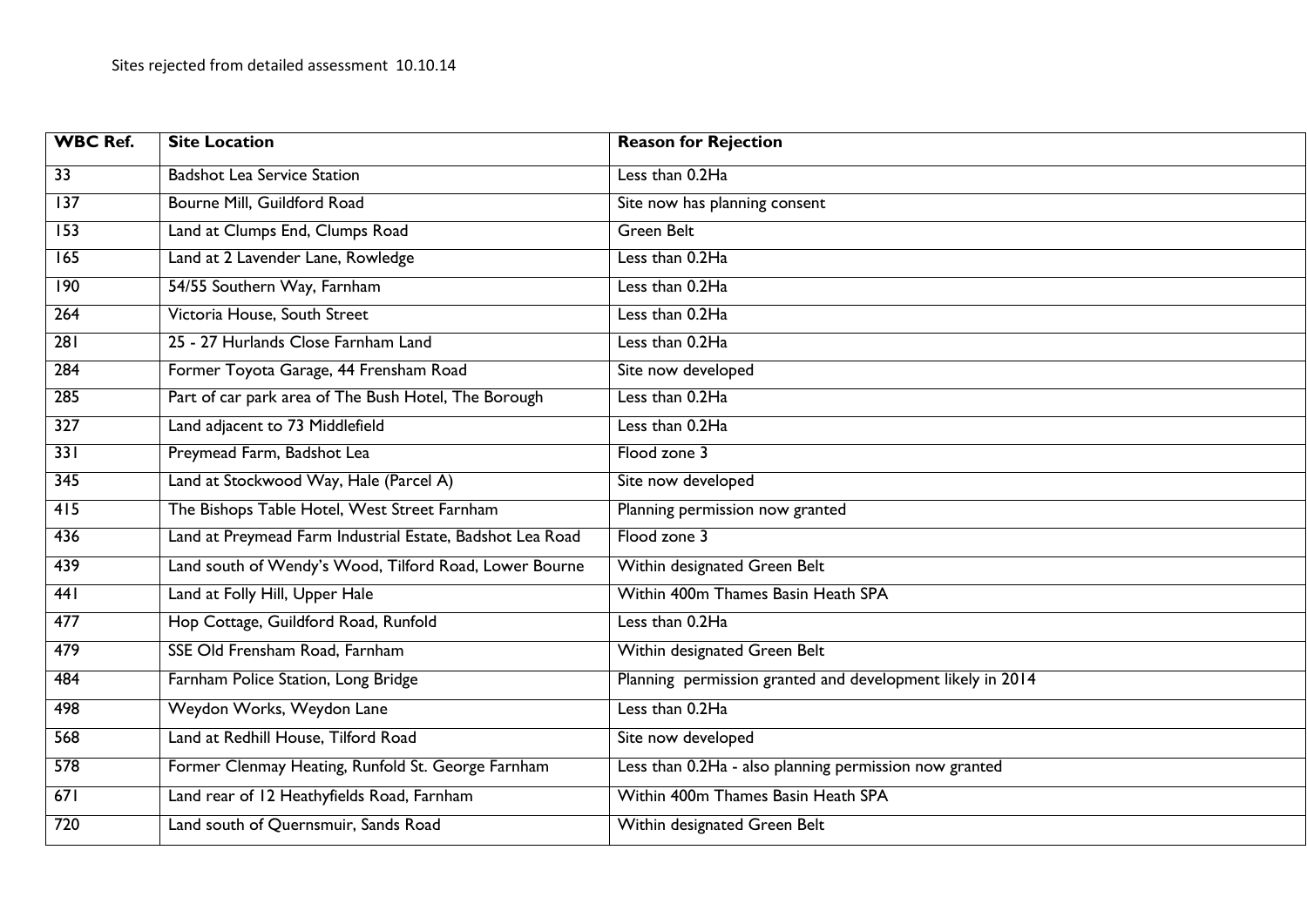Sites rejected from detailed assessment 10.10.14

| WBC Ref. | Site Location | Reason for Rejection |
|---|---|---|
| 33 | Badshot Lea Service Station | Less than 0.2Ha |
| 137 | Bourne Mill, Guildford Road | Site now has planning consent |
| 153 | Land at Clumps End, Clumps Road | Green Belt |
| 165 | Land at 2 Lavender Lane, Rowledge | Less than 0.2Ha |
| 190 | 54/55 Southern Way, Farnham | Less than 0.2Ha |
| 264 | Victoria House, South Street | Less than 0.2Ha |
| 281 | 25 - 27 Hurlands Close Farnham Land | Less than 0.2Ha |
| 284 | Former Toyota Garage, 44 Frensham Road | Site now developed |
| 285 | Part of car park area of The Bush Hotel, The Borough | Less than 0.2Ha |
| 327 | Land adjacent to 73 Middlefield | Less than 0.2Ha |
| 331 | Preymead Farm, Badshot Lea | Flood zone 3 |
| 345 | Land at Stockwood Way, Hale (Parcel A) | Site now developed |
| 415 | The Bishops Table Hotel, West Street Farnham | Planning permission now granted |
| 436 | Land at Preymead Farm Industrial Estate, Badshot Lea Road | Flood zone 3 |
| 439 | Land south of Wendy's Wood, Tilford Road, Lower Bourne | Within designated Green Belt |
| 441 | Land at Folly Hill, Upper Hale | Within 400m Thames Basin Heath SPA |
| 477 | Hop Cottage, Guildford Road, Runfold | Less than 0.2Ha |
| 479 | SSE Old Frensham Road, Farnham | Within designated Green Belt |
| 484 | Farnham Police Station, Long Bridge | Planning permission granted and development likely in 2014 |
| 498 | Weydon Works, Weydon Lane | Less than 0.2Ha |
| 568 | Land at Redhill House, Tilford Road | Site now developed |
| 578 | Former Clenmay Heating, Runfold St. George Farnham | Less than 0.2Ha - also planning permission now granted |
| 671 | Land rear of 12 Heathyfields Road, Farnham | Within 400m Thames Basin Heath SPA |
| 720 | Land south of Quernsmuir, Sands Road | Within designated Green Belt |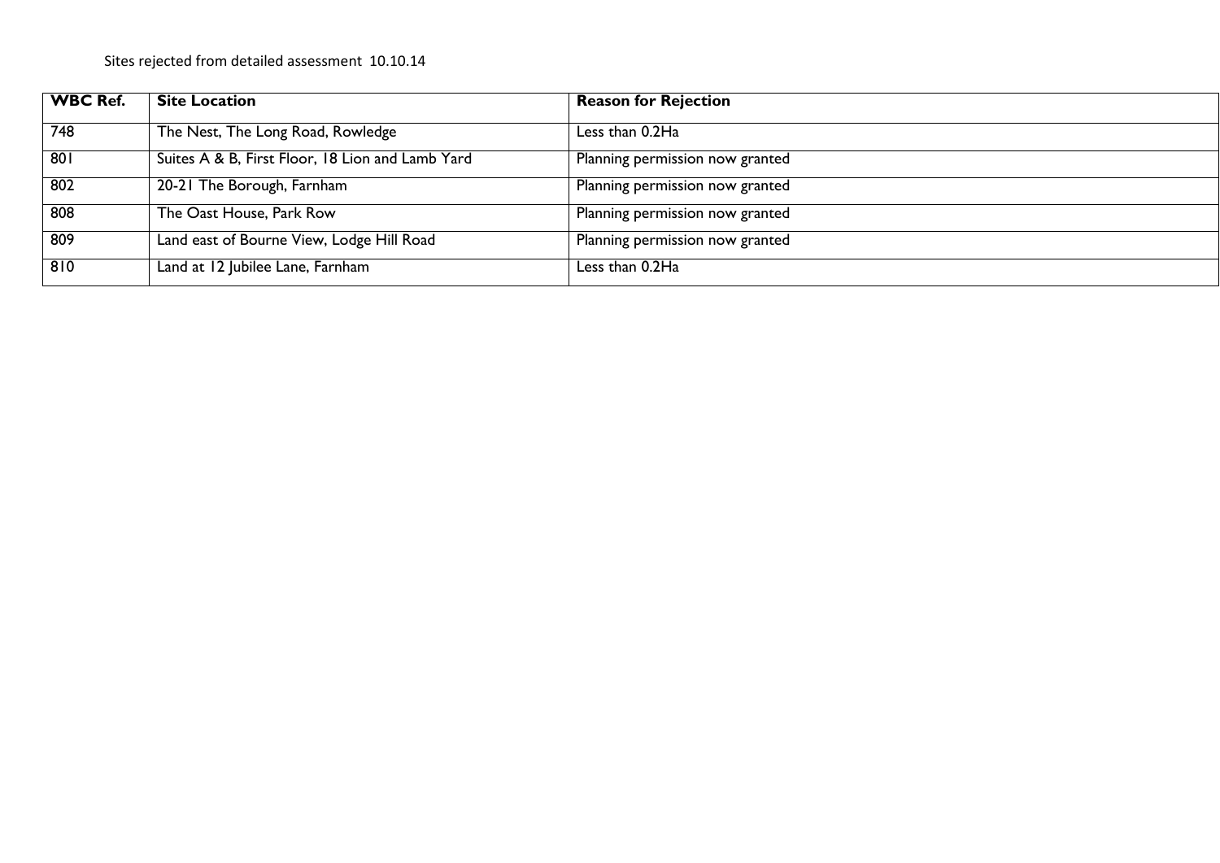Sites rejected from detailed assessment 10.10.14

| WBC Ref. | Site Location | Reason for Rejection |
| --- | --- | --- |
| 748 | The Nest, The Long Road, Rowledge | Less than 0.2Ha |
| 801 | Suites A & B, First Floor, 18 Lion and Lamb Yard | Planning permission now granted |
| 802 | 20-21 The Borough, Farnham | Planning permission now granted |
| 808 | The Oast House, Park Row | Planning permission now granted |
| 809 | Land east of Bourne View, Lodge Hill Road | Planning permission now granted |
| 810 | Land at 12 Jubilee Lane, Farnham | Less than 0.2Ha |